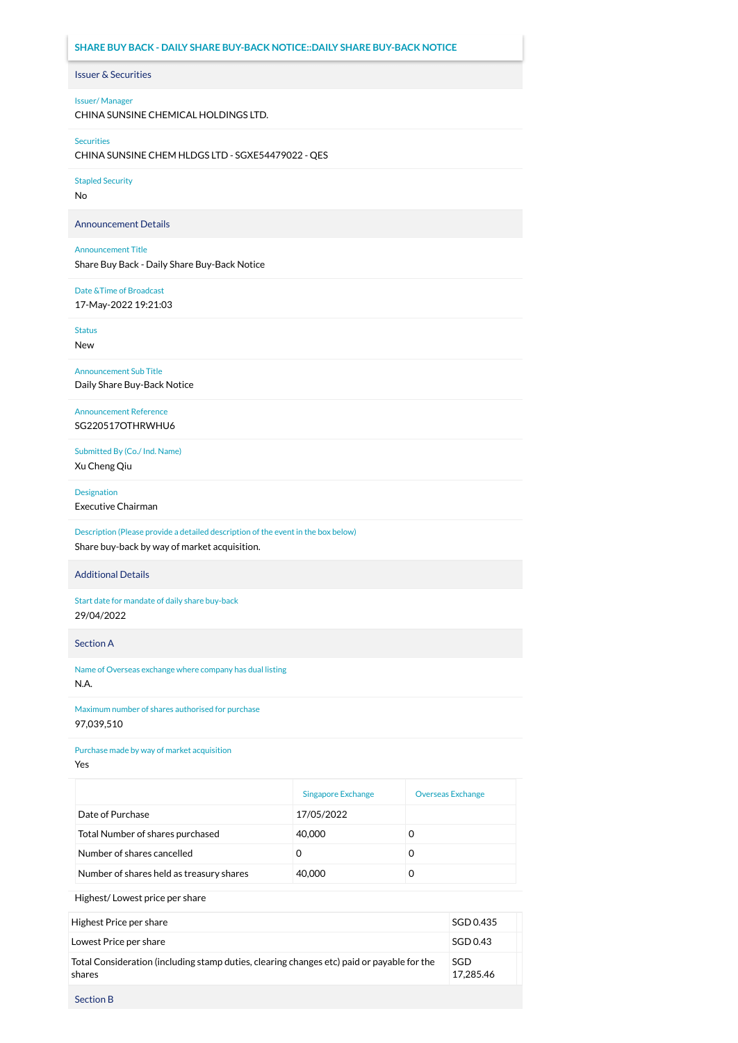# SHARE BUY BACK - DAILY SHARE BUY-BACK NOTICE::DAILY SHARE BUY-BACK NOTICE

## Issuer & Securities

Issuer/ Manager

CHINA SUNSINE CHEMICAL HOLDINGS LTD.

Securities

CHINA SUNSINE CHEM HLDGS LTD - SGXE54479022 - QES

Stapled Security

No

## Announcement Details

Announcement Title

Share Buy Back - Daily Share Buy-Back Notice

Date &Time of Broadcast

17-May-2022 19:21:03

Status

New

Announcement Sub Title

Daily Share Buy-Back Notice

Announcement Reference

SG220517OTHRWHU6

Submitted By (Co./ Ind. Name)

Xu Cheng Qiu

Designation

Executive Chairman

Description (Please provide a detailed description of the event in the box below)

Share buy-back by way of market acquisition.

## Additional Details

Start date for mandate of daily share buy-back

29/04/2022

## Section A

Name of Overseas exchange where company has dual listing

N.A.

Maximum number of shares authorised for purchase

97,039,510

Purchase made by way of market acquisition

Yes

| | Singapore Exchange | Overseas Exchange |
|---|---|---|
| Date of Purchase | 17/05/2022 | |
| Total Number of shares purchased | 40,000 | 0 |
| Number of shares cancelled | 0 | 0 |
| Number of shares held as treasury shares | 40,000 | 0 |

Highest/ Lowest price per share

| | |
|---|---|
| Highest Price per share | SGD 0.435 |
| Lowest Price per share | SGD 0.43 |
| Total Consideration (including stamp duties, clearing changes etc) paid or payable for the shares | SGD 17,285.46 |

## Section B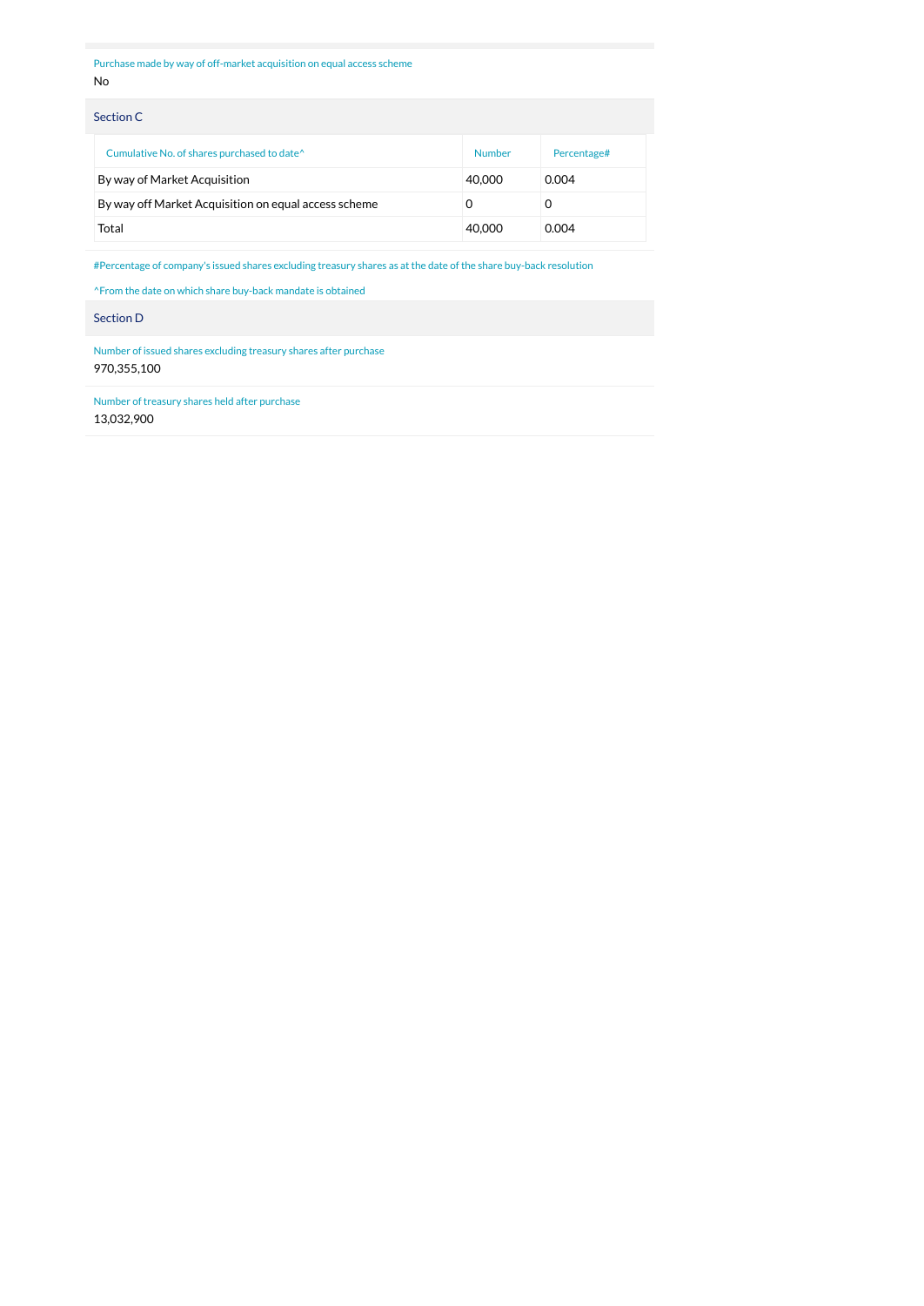Purchase made by way of off-market acquisition on equal access scheme

No

## Section C

| Cumulative No. of shares purchased to date^ | Number | Percentage# |
| --- | --- | --- |
| By way of Market Acquisition | 40,000 | 0.004 |
| By way off Market Acquisition on equal access scheme | 0 | 0 |
| Total | 40,000 | 0.004 |

#Percentage of company's issued shares excluding treasury shares as at the date of the share buy-back resolution

^From the date on which share buy-back mandate is obtained

## Section D

Number of issued shares excluding treasury shares after purchase

970,355,100

Number of treasury shares held after purchase

13,032,900